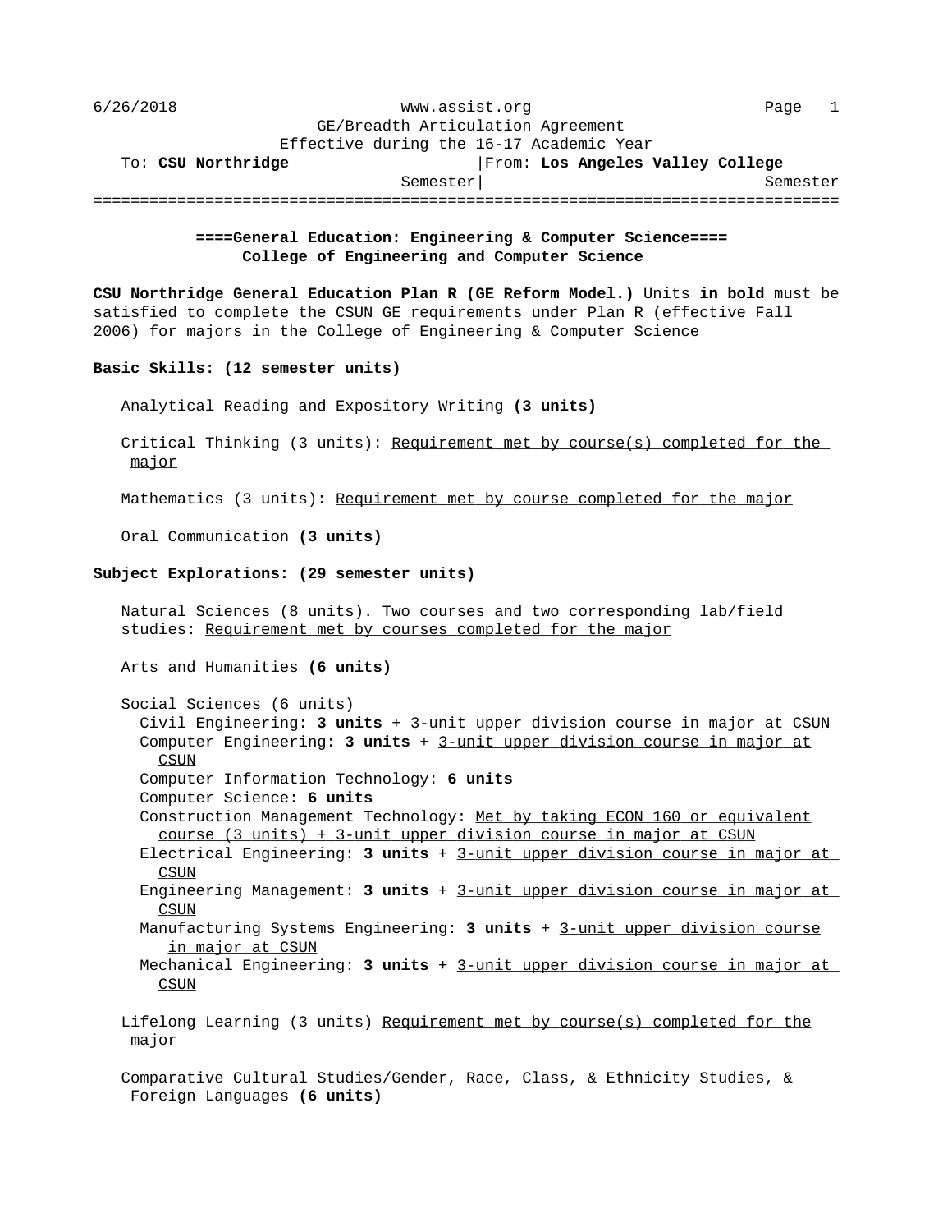6/26/2018 www.assist.org

GE/Breadth Articulation Agreement
Effective during the 16-17 Academic Year

To: **CSU Northridge** Semester | From: **Los Angeles Valley College** Semester

## ====General Education: Engineering & Computer Science====
### College of Engineering and Computer Science

**CSU Northridge General Education Plan R (GE Reform Model.)** Units **in bold** must be satisfied to complete the CSUN GE requirements under Plan R (effective Fall 2006) for majors in the College of Engineering & Computer Science

**Basic Skills: (12 semester units)**

Analytical Reading and Expository Writing **(3 units)**

Critical Thinking (3 units): <u>Requirement met by course(s) completed for the major</u>

Mathematics (3 units): <u>Requirement met by course completed for the major</u>

Oral Communication **(3 units)**

**Subject Explorations: (29 semester units)**

Natural Sciences (8 units). Two courses and two corresponding lab/field studies: <u>Requirement met by courses completed for the major</u>

Arts and Humanities **(6 units)**

Social Sciences (6 units)

- Civil Engineering: **3 units** + <u>3-unit upper division course in major at CSUN</u>
- Computer Engineering: **3 units** + <u>3-unit upper division course in major at CSUN</u>
- Computer Information Technology: **6 units**
- Computer Science: **6 units**
- Construction Management Technology: <u>Met by taking ECON 160 or equivalent course (3 units) + 3-unit upper division course in major at CSUN</u>
- Electrical Engineering: **3 units** + <u>3-unit upper division course in major at CSUN</u>
- Engineering Management: **3 units** + <u>3-unit upper division course in major at CSUN</u>
- Manufacturing Systems Engineering: **3 units** + <u>3-unit upper division course in major at CSUN</u>
- Mechanical Engineering: **3 units** + <u>3-unit upper division course in major at CSUN</u>

Lifelong Learning (3 units) <u>Requirement met by course(s) completed for the major</u>

Comparative Cultural Studies/Gender, Race, Class, & Ethnicity Studies, & Foreign Languages **(6 units)**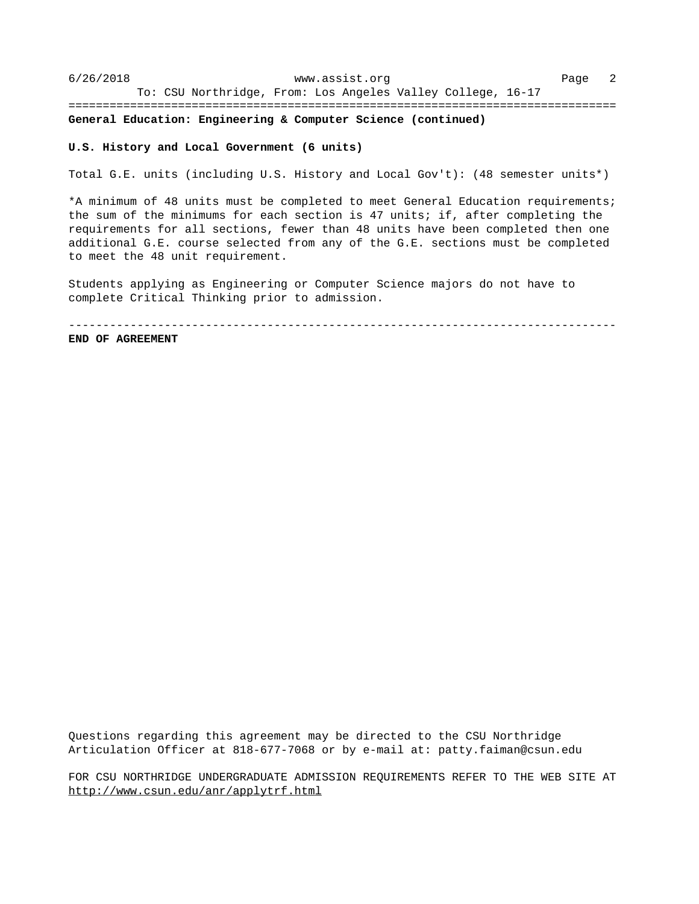**General Education: Engineering & Computer Science (continued)**

**U.S. History and Local Government (6 units)**

Total G.E. units (including U.S. History and Local Gov't): (48 semester units*)

*A minimum of 48 units must be completed to meet General Education requirements; the sum of the minimums for each section is 47 units; if, after completing the requirements for all sections, fewer than 48 units have been completed then one additional G.E. course selected from any of the G.E. sections must be completed to meet the 48 unit requirement.

Students applying as Engineering or Computer Science majors do not have to complete Critical Thinking prior to admission.

---

**END OF AGREEMENT**

Questions regarding this agreement may be directed to the CSU Northridge Articulation Officer at 818-677-7068 or by e-mail at: patty.faiman@csun.edu

FOR CSU NORTHRIDGE UNDERGRADUATE ADMISSION REQUIREMENTS REFER TO THE WEB SITE AT http://www.csun.edu/anr/applytrf.html